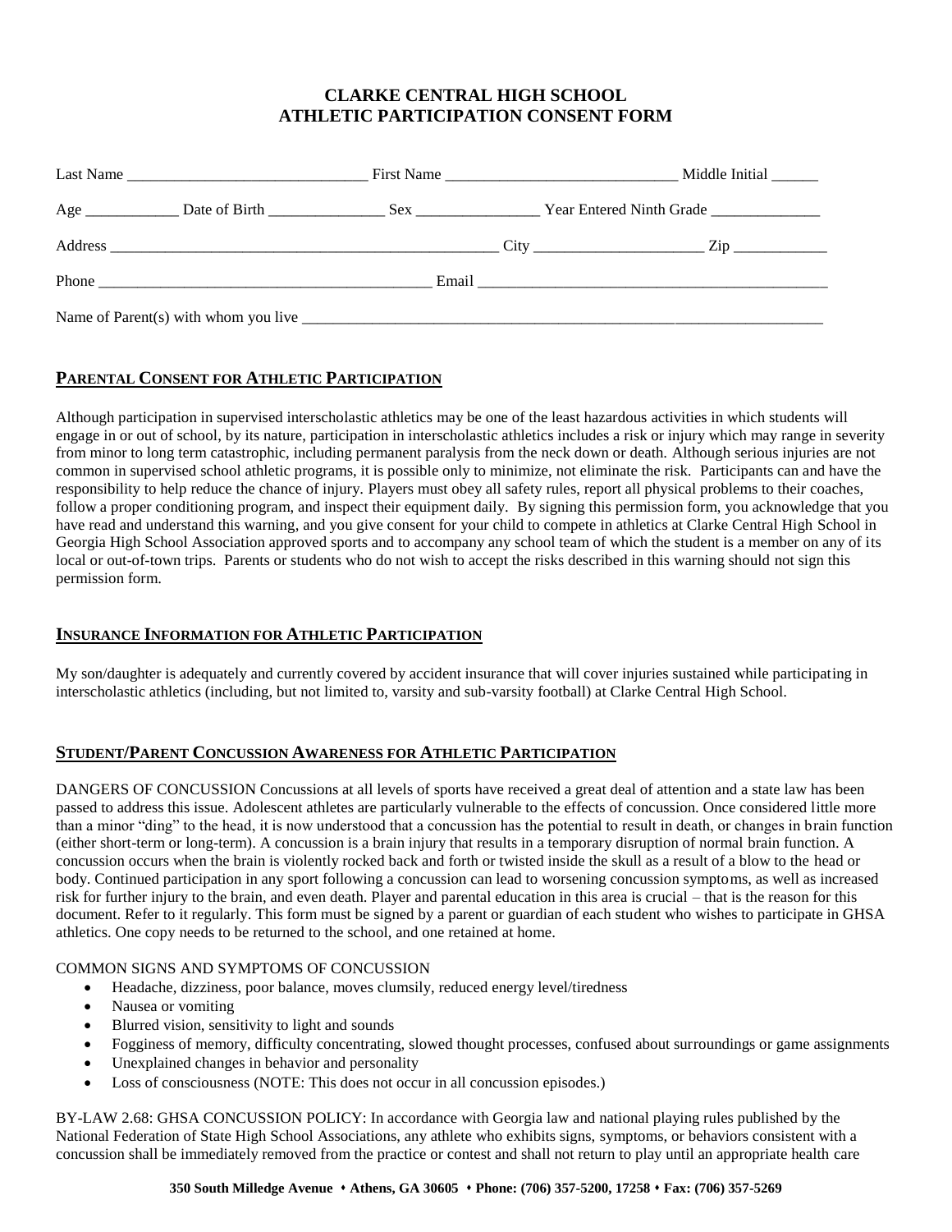# CLARKE CENTRAL HIGH SCHOOL
# ATHLETIC PARTICIPATION CONSENT FORM

Last Name ______________________________ First Name _____________________________ Middle Initial ______

Age ____________ Date of Birth _______________ Sex ________________ Year Entered Ninth Grade ______________

Address ___________________________________________________ City ______________________ Zip ____________

Phone ____________________________________________ Email _______________________________________________

Name of Parent(s) with whom you live ______________________________________________________________________

## PARENTAL CONSENT FOR ATHLETIC PARTICIPATION

Although participation in supervised interscholastic athletics may be one of the least hazardous activities in which students will engage in or out of school, by its nature, participation in interscholastic athletics includes a risk or injury which may range in severity from minor to long term catastrophic, including permanent paralysis from the neck down or death. Although serious injuries are not common in supervised school athletic programs, it is possible only to minimize, not eliminate the risk. Participants can and have the responsibility to help reduce the chance of injury. Players must obey all safety rules, report all physical problems to their coaches, follow a proper conditioning program, and inspect their equipment daily. By signing this permission form, you acknowledge that you have read and understand this warning, and you give consent for your child to compete in athletics at Clarke Central High School in Georgia High School Association approved sports and to accompany any school team of which the student is a member on any of its local or out-of-town trips. Parents or students who do not wish to accept the risks described in this warning should not sign this permission form.

## INSURANCE INFORMATION FOR ATHLETIC PARTICIPATION

My son/daughter is adequately and currently covered by accident insurance that will cover injuries sustained while participating in interscholastic athletics (including, but not limited to, varsity and sub-varsity football) at Clarke Central High School.

## STUDENT/PARENT CONCUSSION AWARENESS FOR ATHLETIC PARTICIPATION

DANGERS OF CONCUSSION Concussions at all levels of sports have received a great deal of attention and a state law has been passed to address this issue. Adolescent athletes are particularly vulnerable to the effects of concussion. Once considered little more than a minor "ding" to the head, it is now understood that a concussion has the potential to result in death, or changes in brain function (either short-term or long-term). A concussion is a brain injury that results in a temporary disruption of normal brain function. A concussion occurs when the brain is violently rocked back and forth or twisted inside the skull as a result of a blow to the head or body. Continued participation in any sport following a concussion can lead to worsening concussion symptoms, as well as increased risk for further injury to the brain, and even death. Player and parental education in this area is crucial – that is the reason for this document. Refer to it regularly. This form must be signed by a parent or guardian of each student who wishes to participate in GHSA athletics. One copy needs to be returned to the school, and one retained at home.

COMMON SIGNS AND SYMPTOMS OF CONCUSSION

- Headache, dizziness, poor balance, moves clumsily, reduced energy level/tiredness
- Nausea or vomiting
- Blurred vision, sensitivity to light and sounds
- Fogginess of memory, difficulty concentrating, slowed thought processes, confused about surroundings or game assignments
- Unexplained changes in behavior and personality
- Loss of consciousness (NOTE: This does not occur in all concussion episodes.)

BY-LAW 2.68: GHSA CONCUSSION POLICY: In accordance with Georgia law and national playing rules published by the National Federation of State High School Associations, any athlete who exhibits signs, symptoms, or behaviors consistent with a concussion shall be immediately removed from the practice or contest and shall not return to play until an appropriate health care

**350 South Milledge Avenue • Athens, GA 30605 • Phone: (706) 357-5200, 17258 • Fax: (706) 357-5269**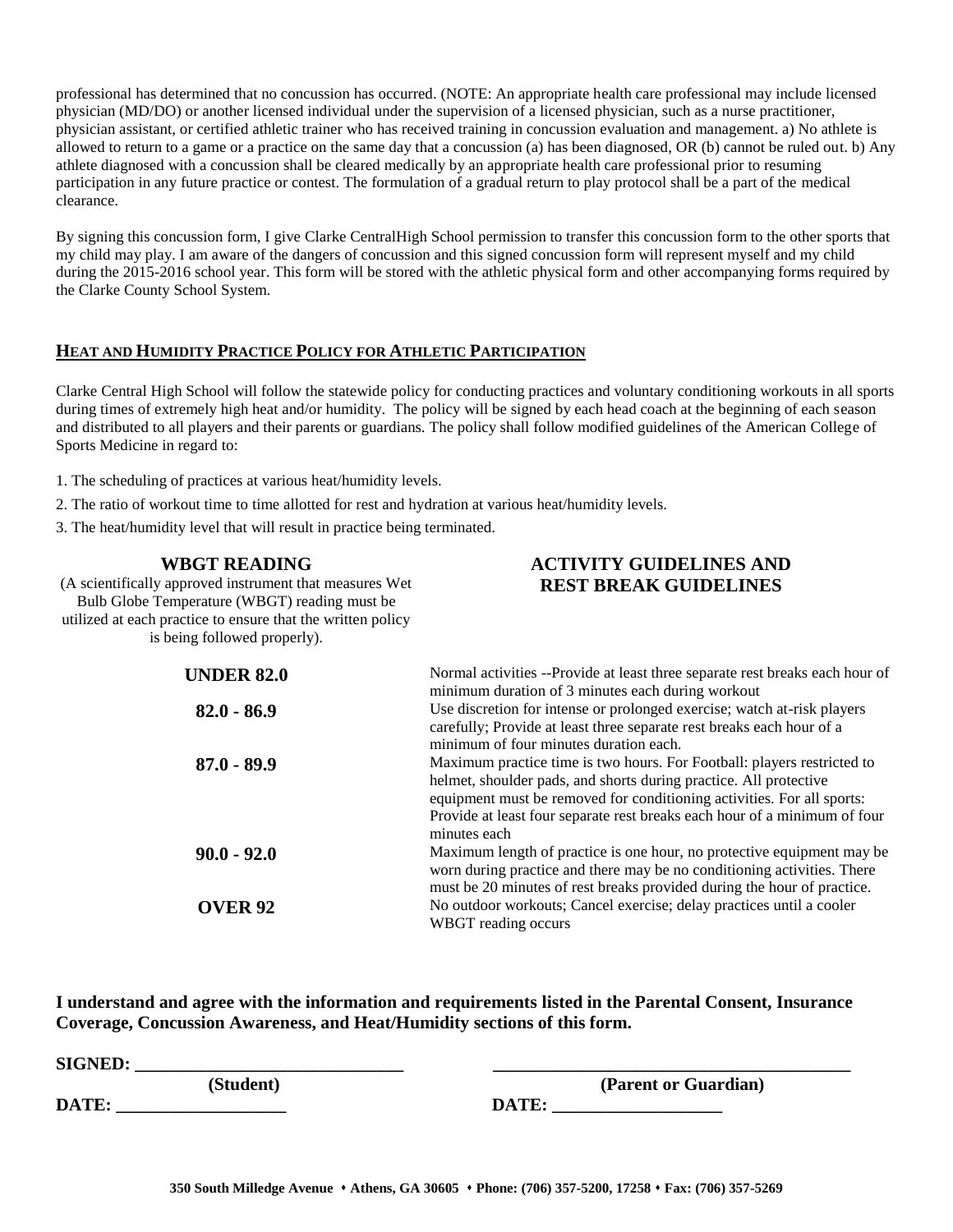professional has determined that no concussion has occurred. (NOTE: An appropriate health care professional may include licensed physician (MD/DO) or another licensed individual under the supervision of a licensed physician, such as a nurse practitioner, physician assistant, or certified athletic trainer who has received training in concussion evaluation and management. a) No athlete is allowed to return to a game or a practice on the same day that a concussion (a) has been diagnosed, OR (b) cannot be ruled out. b) Any athlete diagnosed with a concussion shall be cleared medically by an appropriate health care professional prior to resuming participation in any future practice or contest. The formulation of a gradual return to play protocol shall be a part of the medical clearance.

By signing this concussion form, I give Clarke CentralHigh School permission to transfer this concussion form to the other sports that my child may play. I am aware of the dangers of concussion and this signed concussion form will represent myself and my child during the 2015-2016 school year. This form will be stored with the athletic physical form and other accompanying forms required by the Clarke County School System.

## HEAT AND HUMIDITY PRACTICE POLICY FOR ATHLETIC PARTICIPATION

Clarke Central High School will follow the statewide policy for conducting practices and voluntary conditioning workouts in all sports during times of extremely high heat and/or humidity. The policy will be signed by each head coach at the beginning of each season and distributed to all players and their parents or guardians. The policy shall follow modified guidelines of the American College of Sports Medicine in regard to:

1. The scheduling of practices at various heat/humidity levels.
2. The ratio of workout time to time allotted for rest and hydration at various heat/humidity levels.
3. The heat/humidity level that will result in practice being terminated.

| **WBGT READING** (A scientifically approved instrument that measures Wet Bulb Globe Temperature (WBGT) reading must be utilized at each practice to ensure that the written policy is being followed properly). | **ACTIVITY GUIDELINES AND REST BREAK GUIDELINES** |
|---|---|
| **UNDER 82.0** | Normal activities --Provide at least three separate rest breaks each hour of minimum duration of 3 minutes each during workout |
| **82.0 - 86.9** | Use discretion for intense or prolonged exercise; watch at-risk players carefully; Provide at least three separate rest breaks each hour of a minimum of four minutes duration each. |
| **87.0 - 89.9** | Maximum practice time is two hours. For Football: players restricted to helmet, shoulder pads, and shorts during practice. All protective equipment must be removed for conditioning activities. For all sports: Provide at least four separate rest breaks each hour of a minimum of four minutes each |
| **90.0 - 92.0** | Maximum length of practice is one hour, no protective equipment may be worn during practice and there may be no conditioning activities. There must be 20 minutes of rest breaks provided during the hour of practice. |
| **OVER 92** | No outdoor workouts; Cancel exercise; delay practices until a cooler WBGT reading occurs |

**I understand and agree with the information and requirements listed in the Parental Consent, Insurance Coverage, Concussion Awareness, and Heat/Humidity sections of this form.**

**SIGNED: ______________________________** &nbsp;&nbsp;&nbsp;&nbsp; **________________________________________**

**(Student)** &nbsp;&nbsp;&nbsp;&nbsp; **(Parent or Guardian)**

**DATE: ___________________** &nbsp;&nbsp;&nbsp;&nbsp; **DATE: ___________________**

**350 South Milledge Avenue • Athens, GA 30605 • Phone: (706) 357-5200, 17258 • Fax: (706) 357-5269**